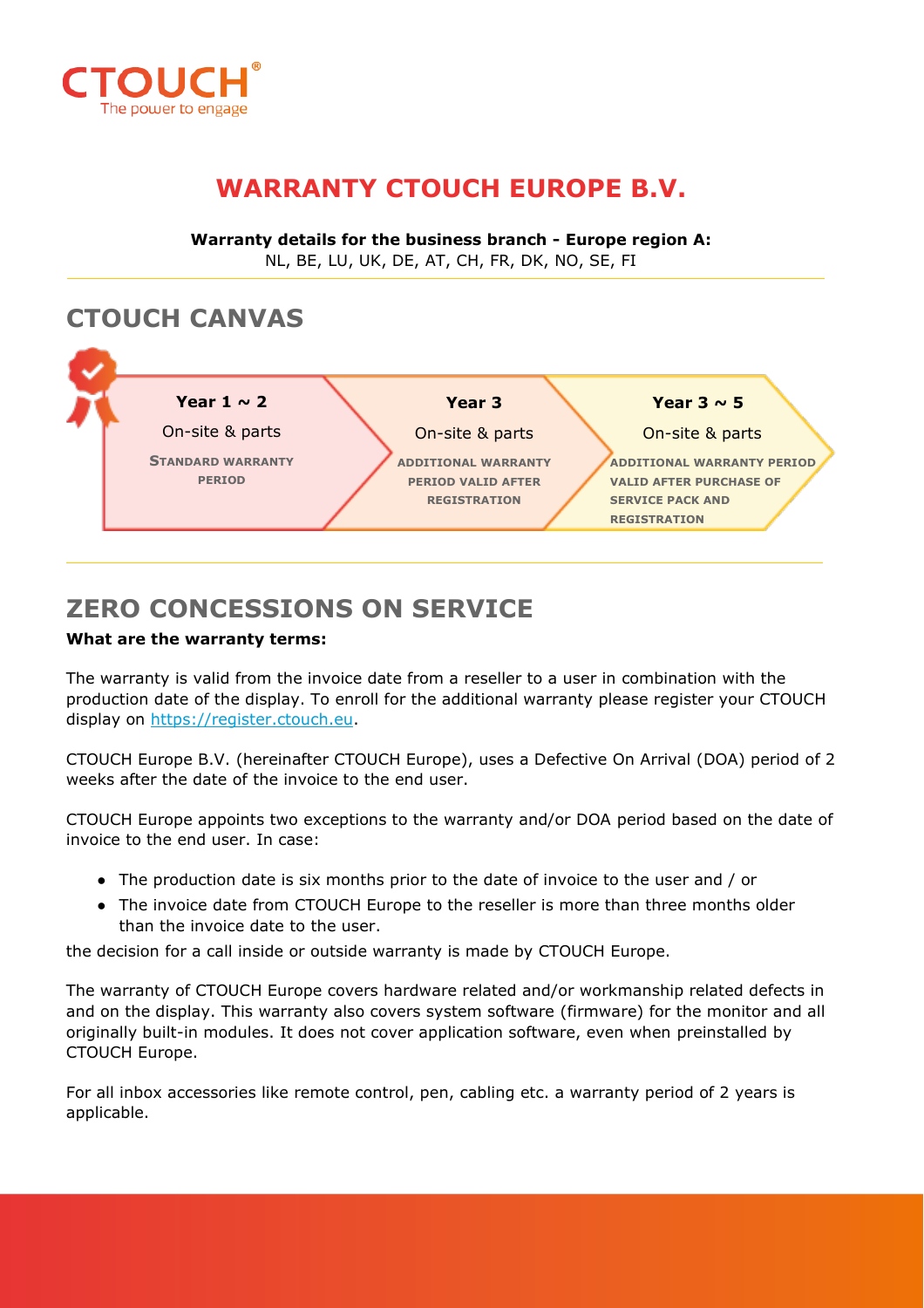# WARRANTY CTOUCH EUROPE B.V.

**Warranty details for the business branch - Europe region A:**
NL, BE, LU, UK, DE, AT, CH, FR, DK, NO, SE, FI

## CTOUCH CANVAS

| Year 1 ~ 2 | Year 3 | Year 3 ~ 5 |
|---|---|---|
| On-site & parts | On-site & parts | On-site & parts |
| STANDARD WARRANTY PERIOD | ADDITIONAL WARRANTY PERIOD VALID AFTER REGISTRATION | ADDITIONAL WARRANTY PERIOD VALID AFTER PURCHASE OF SERVICE PACK AND REGISTRATION |

## ZERO CONCESSIONS ON SERVICE

**What are the warranty terms:**

The warranty is valid from the invoice date from a reseller to a user in combination with the production date of the display. To enroll for the additional warranty please register your CTOUCH display on https://register.ctouch.eu.

CTOUCH Europe B.V. (hereinafter CTOUCH Europe), uses a Defective On Arrival (DOA) period of 2 weeks after the date of the invoice to the end user.

CTOUCH Europe appoints two exceptions to the warranty and/or DOA period based on the date of invoice to the end user. In case:

- The production date is six months prior to the date of invoice to the user and / or
- The invoice date from CTOUCH Europe to the reseller is more than three months older than the invoice date to the user.

the decision for a call inside or outside warranty is made by CTOUCH Europe.

The warranty of CTOUCH Europe covers hardware related and/or workmanship related defects in and on the display. This warranty also covers system software (firmware) for the monitor and all originally built-in modules. It does not cover application software, even when preinstalled by CTOUCH Europe.

For all inbox accessories like remote control, pen, cabling etc. a warranty period of 2 years is applicable.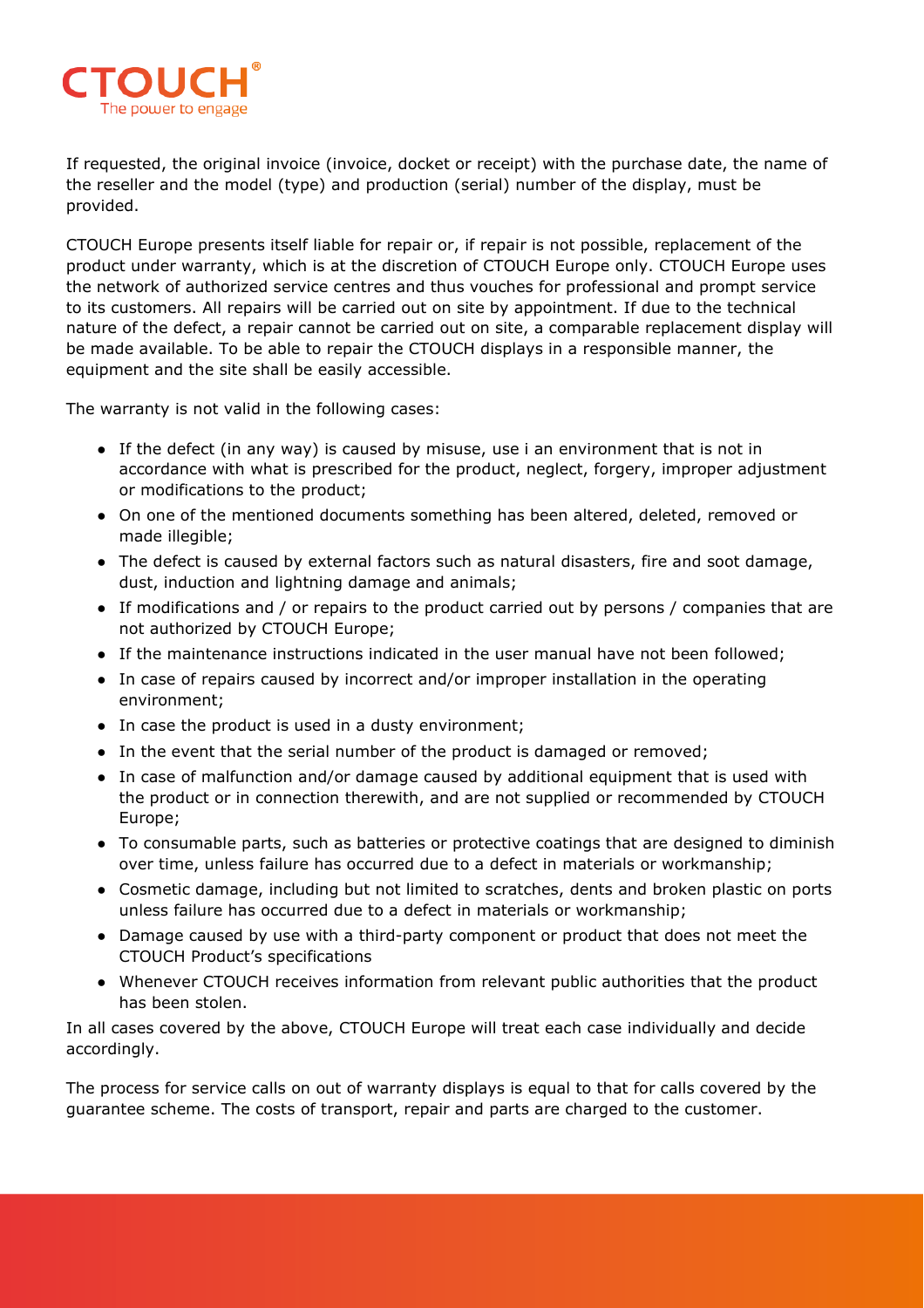If requested, the original invoice (invoice, docket or receipt) with the purchase date, the name of the reseller and the model (type) and production (serial) number of the display, must be provided.

CTOUCH Europe presents itself liable for repair or, if repair is not possible, replacement of the product under warranty, which is at the discretion of CTOUCH Europe only. CTOUCH Europe uses the network of authorized service centres and thus vouches for professional and prompt service to its customers. All repairs will be carried out on site by appointment. If due to the technical nature of the defect, a repair cannot be carried out on site, a comparable replacement display will be made available. To be able to repair the CTOUCH displays in a responsible manner, the equipment and the site shall be easily accessible.

The warranty is not valid in the following cases:

- If the defect (in any way) is caused by misuse, use i an environment that is not in accordance with what is prescribed for the product, neglect, forgery, improper adjustment or modifications to the product;
- On one of the mentioned documents something has been altered, deleted, removed or made illegible;
- The defect is caused by external factors such as natural disasters, fire and soot damage, dust, induction and lightning damage and animals;
- If modifications and / or repairs to the product carried out by persons / companies that are not authorized by CTOUCH Europe;
- If the maintenance instructions indicated in the user manual have not been followed;
- In case of repairs caused by incorrect and/or improper installation in the operating environment;
- In case the product is used in a dusty environment;
- In the event that the serial number of the product is damaged or removed;
- In case of malfunction and/or damage caused by additional equipment that is used with the product or in connection therewith, and are not supplied or recommended by CTOUCH Europe;
- To consumable parts, such as batteries or protective coatings that are designed to diminish over time, unless failure has occurred due to a defect in materials or workmanship;
- Cosmetic damage, including but not limited to scratches, dents and broken plastic on ports unless failure has occurred due to a defect in materials or workmanship;
- Damage caused by use with a third-party component or product that does not meet the CTOUCH Product's specifications
- Whenever CTOUCH receives information from relevant public authorities that the product has been stolen.

In all cases covered by the above, CTOUCH Europe will treat each case individually and decide accordingly.

The process for service calls on out of warranty displays is equal to that for calls covered by the guarantee scheme. The costs of transport, repair and parts are charged to the customer.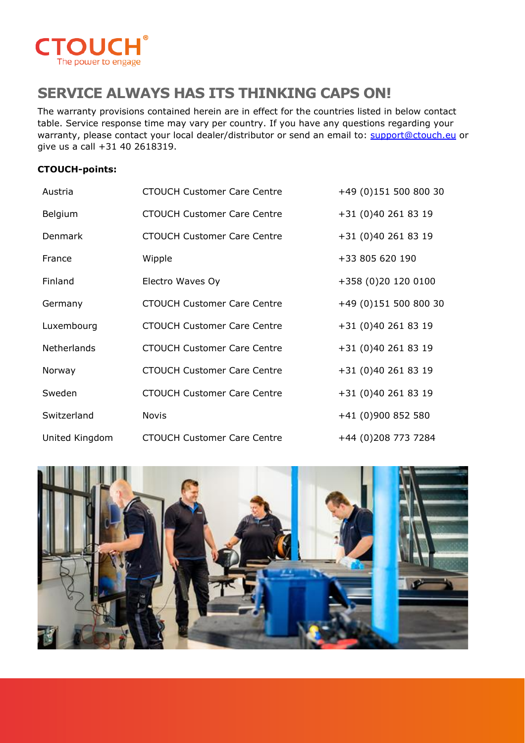# SERVICE ALWAYS HAS ITS THINKING CAPS ON!

The warranty provisions contained herein are in effect for the countries listed in below contact table. Service response time may vary per country. If you have any questions regarding your warranty, please contact your local dealer/distributor or send an email to: support@ctouch.eu or give us a call +31 40 2618319.

**CTOUCH-points:**

| | | |
|---|---|---|
| Austria | CTOUCH Customer Care Centre | +49 (0)151 500 800 30 |
| Belgium | CTOUCH Customer Care Centre | +31 (0)40 261 83 19 |
| Denmark | CTOUCH Customer Care Centre | +31 (0)40 261 83 19 |
| France | Wipple | +33 805 620 190 |
| Finland | Electro Waves Oy | +358 (0)20 120 0100 |
| Germany | CTOUCH Customer Care Centre | +49 (0)151 500 800 30 |
| Luxembourg | CTOUCH Customer Care Centre | +31 (0)40 261 83 19 |
| Netherlands | CTOUCH Customer Care Centre | +31 (0)40 261 83 19 |
| Norway | CTOUCH Customer Care Centre | +31 (0)40 261 83 19 |
| Sweden | CTOUCH Customer Care Centre | +31 (0)40 261 83 19 |
| Switzerland | Novis | +41 (0)900 852 580 |
| United Kingdom | CTOUCH Customer Care Centre | +44 (0)208 773 7284 |